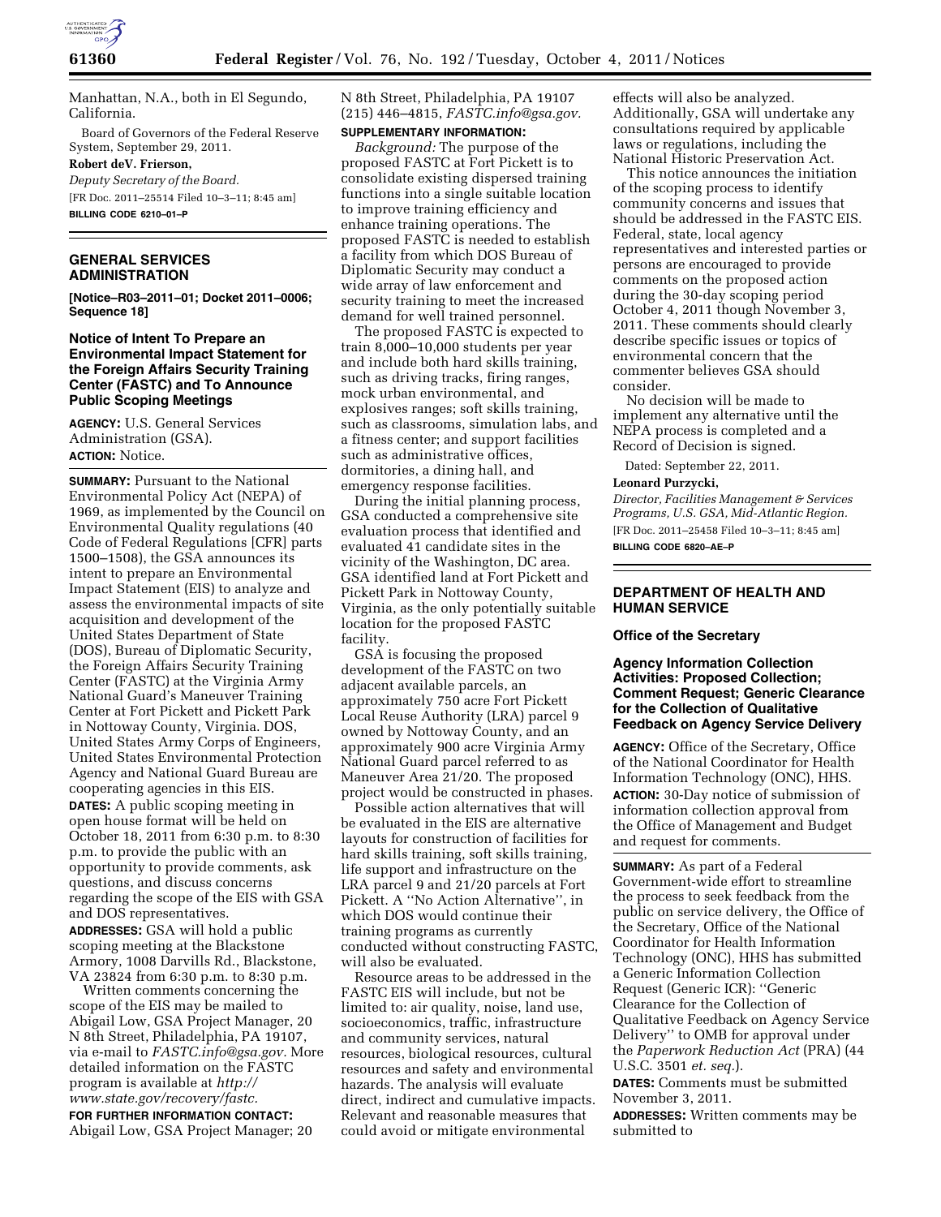Manhattan, N.A., both in El Segundo, California.

Board of Governors of the Federal Reserve System, September 29, 2011.

**Robert deV. Frierson,**

*Deputy Secretary of the Board.*

[FR Doc. 2011–25514 Filed 10–3–11; 8:45 am]

**BILLING CODE 6210–01–P**

## GENERAL SERVICES ADMINISTRATION

**[Notice–R03–2011–01; Docket 2011–0006; Sequence 18]**

### Notice of Intent To Prepare an Environmental Impact Statement for the Foreign Affairs Security Training Center (FASTC) and To Announce Public Scoping Meetings

**AGENCY:** U.S. General Services Administration (GSA).

**ACTION:** Notice.

**SUMMARY:** Pursuant to the National Environmental Policy Act (NEPA) of 1969, as implemented by the Council on Environmental Quality regulations (40 Code of Federal Regulations [CFR] parts 1500–1508), the GSA announces its intent to prepare an Environmental Impact Statement (EIS) to analyze and assess the environmental impacts of site acquisition and development of the United States Department of State (DOS), Bureau of Diplomatic Security, the Foreign Affairs Security Training Center (FASTC) at the Virginia Army National Guard's Maneuver Training Center at Fort Pickett and Pickett Park in Nottoway County, Virginia. DOS, United States Army Corps of Engineers, United States Environmental Protection Agency and National Guard Bureau are cooperating agencies in this EIS.

**DATES:** A public scoping meeting in open house format will be held on October 18, 2011 from 6:30 p.m. to 8:30 p.m. to provide the public with an opportunity to provide comments, ask questions, and discuss concerns regarding the scope of the EIS with GSA and DOS representatives.

**ADDRESSES:** GSA will hold a public scoping meeting at the Blackstone Armory, 1008 Darvills Rd., Blackstone, VA 23824 from 6:30 p.m. to 8:30 p.m.

Written comments concerning the scope of the EIS may be mailed to Abigail Low, GSA Project Manager, 20 N 8th Street, Philadelphia, PA 19107, via e-mail to *FASTC.info@gsa.gov.* More detailed information on the FASTC program is available at *http://www.state.gov/recovery/fastc.*

**FOR FURTHER INFORMATION CONTACT:** Abigail Low, GSA Project Manager; 20 N 8th Street, Philadelphia, PA 19107 (215) 446–4815, *FASTC.info@gsa.gov.*

**SUPPLEMENTARY INFORMATION:**

*Background:* The purpose of the proposed FASTC at Fort Pickett is to consolidate existing dispersed training functions into a single suitable location to improve training efficiency and enhance training operations. The proposed FASTC is needed to establish a facility from which DOS Bureau of Diplomatic Security may conduct a wide array of law enforcement and security training to meet the increased demand for well trained personnel.

The proposed FASTC is expected to train 8,000–10,000 students per year and include both hard skills training, such as driving tracks, firing ranges, mock urban environmental, and explosives ranges; soft skills training, such as classrooms, simulation labs, and a fitness center; and support facilities such as administrative offices, dormitories, a dining hall, and emergency response facilities.

During the initial planning process, GSA conducted a comprehensive site evaluation process that identified and evaluated 41 candidate sites in the vicinity of the Washington, DC area. GSA identified land at Fort Pickett and Pickett Park in Nottoway County, Virginia, as the only potentially suitable location for the proposed FASTC facility.

GSA is focusing the proposed development of the FASTC on two adjacent available parcels, an approximately 750 acre Fort Pickett Local Reuse Authority (LRA) parcel 9 owned by Nottoway County, and an approximately 900 acre Virginia Army National Guard parcel referred to as Maneuver Area 21/20. The proposed project would be constructed in phases.

Possible action alternatives that will be evaluated in the EIS are alternative layouts for construction of facilities for hard skills training, soft skills training, life support and infrastructure on the LRA parcel 9 and 21/20 parcels at Fort Pickett. A "No Action Alternative", in which DOS would continue their training programs as currently conducted without constructing FASTC, will also be evaluated.

Resource areas to be addressed in the FASTC EIS will include, but not be limited to: air quality, noise, land use, socioeconomics, traffic, infrastructure and community services, natural resources, biological resources, cultural resources and safety and environmental hazards. The analysis will evaluate direct, indirect and cumulative impacts. Relevant and reasonable measures that could avoid or mitigate environmental effects will also be analyzed. Additionally, GSA will undertake any consultations required by applicable laws or regulations, including the National Historic Preservation Act.

This notice announces the initiation of the scoping process to identify community concerns and issues that should be addressed in the FASTC EIS. Federal, state, local agency representatives and interested parties or persons are encouraged to provide comments on the proposed action during the 30-day scoping period October 4, 2011 though November 3, 2011. These comments should clearly describe specific issues or topics of environmental concern that the commenter believes GSA should consider.

No decision will be made to implement any alternative until the NEPA process is completed and a Record of Decision is signed.

Dated: September 22, 2011.

**Leonard Purzycki,**

*Director, Facilities Management & Services Programs, U.S. GSA, Mid-Atlantic Region.*

[FR Doc. 2011–25458 Filed 10–3–11; 8:45 am]

**BILLING CODE 6820–AE–P**

## DEPARTMENT OF HEALTH AND HUMAN SERVICE

### Office of the Secretary

### Agency Information Collection Activities: Proposed Collection; Comment Request; Generic Clearance for the Collection of Qualitative Feedback on Agency Service Delivery

**AGENCY:** Office of the Secretary, Office of the National Coordinator for Health Information Technology (ONC), HHS.

**ACTION:** 30-Day notice of submission of information collection approval from the Office of Management and Budget and request for comments.

**SUMMARY:** As part of a Federal Government-wide effort to streamline the process to seek feedback from the public on service delivery, the Office of the Secretary, Office of the National Coordinator for Health Information Technology (ONC), HHS has submitted a Generic Information Collection Request (Generic ICR): "Generic Clearance for the Collection of Qualitative Feedback on Agency Service Delivery" to OMB for approval under the *Paperwork Reduction Act* (PRA) (44 U.S.C. 3501 *et. seq.*).

**DATES:** Comments must be submitted November 3, 2011.

**ADDRESSES:** Written comments may be submitted to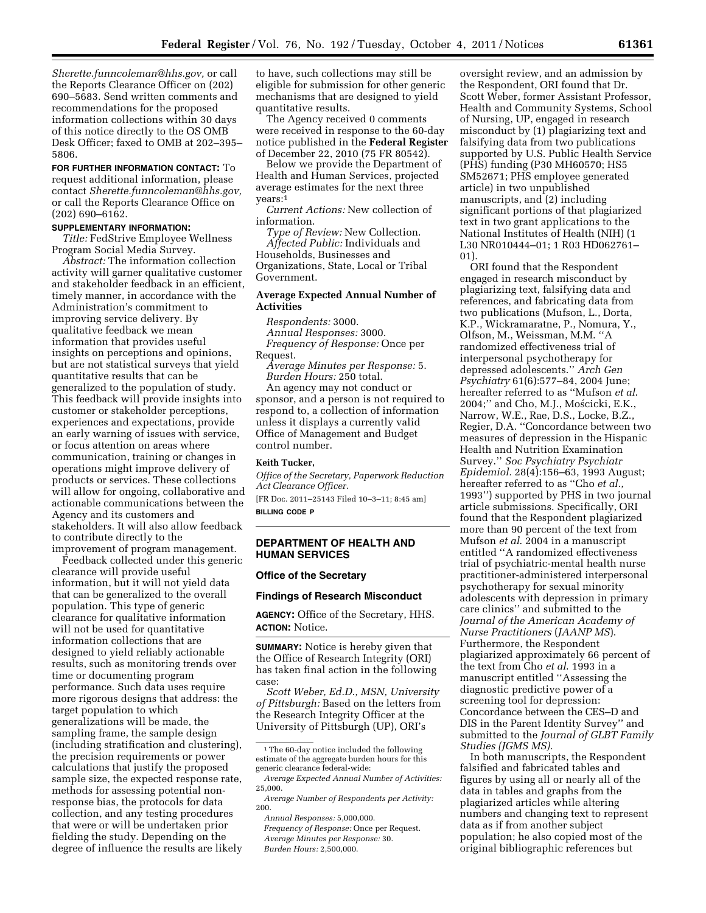*Sherette.funncoleman@hhs.gov,* or call the Reports Clearance Officer on (202) 690–5683. Send written comments and recommendations for the proposed information collections within 30 days of this notice directly to the OS OMB Desk Officer; faxed to OMB at 202–395–5806.

**FOR FURTHER INFORMATION CONTACT:** To request additional information, please contact *Sherette.funncoleman@hhs.gov,* or call the Reports Clearance Office on (202) 690–6162.

**SUPPLEMENTARY INFORMATION:**

*Title:* FedStrive Employee Wellness Program Social Media Survey.

*Abstract:* The information collection activity will garner qualitative customer and stakeholder feedback in an efficient, timely manner, in accordance with the Administration's commitment to improving service delivery. By qualitative feedback we mean information that provides useful insights on perceptions and opinions, but are not statistical surveys that yield quantitative results that can be generalized to the population of study. This feedback will provide insights into customer or stakeholder perceptions, experiences and expectations, provide an early warning of issues with service, or focus attention on areas where communication, training or changes in operations might improve delivery of products or services. These collections will allow for ongoing, collaborative and actionable communications between the Agency and its customers and stakeholders. It will also allow feedback to contribute directly to the improvement of program management.

Feedback collected under this generic clearance will provide useful information, but it will not yield data that can be generalized to the overall population. This type of generic clearance for qualitative information will not be used for quantitative information collections that are designed to yield reliably actionable results, such as monitoring trends over time or documenting program performance. Such data uses require more rigorous designs that address: the target population to which generalizations will be made, the sampling frame, the sample design (including stratification and clustering), the precision requirements or power calculations that justify the proposed sample size, the expected response rate, methods for assessing potential non-response bias, the protocols for data collection, and any testing procedures that were or will be undertaken prior fielding the study. Depending on the degree of influence the results are likely to have, such collections may still be eligible for submission for other generic mechanisms that are designed to yield quantitative results.

The Agency received 0 comments were received in response to the 60-day notice published in the **Federal Register** of December 22, 2010 (75 FR 80542).

Below we provide the Department of Health and Human Services, projected average estimates for the next three years:[1]

*Current Actions:* New collection of information.

*Type of Review:* New Collection.

*Affected Public:* Individuals and Households, Businesses and Organizations, State, Local or Tribal Government.

### Average Expected Annual Number of Activities

*Respondents:* 3000.

*Annual Responses:* 3000.

*Frequency of Response:* Once per Request.

*Average Minutes per Response:* 5.

*Burden Hours:* 250 total.

An agency may not conduct or sponsor, and a person is not required to respond to, a collection of information unless it displays a currently valid Office of Management and Budget control number.

**Keith Tucker,**

*Office of the Secretary, Paperwork Reduction Act Clearance Officer.*

[FR Doc. 2011–25143 Filed 10–3–11; 8:45 am]

**BILLING CODE P**

---

## DEPARTMENT OF HEALTH AND HUMAN SERVICES

### Office of the Secretary

### Findings of Research Misconduct

**AGENCY:** Office of the Secretary, HHS.

**ACTION:** Notice.

**SUMMARY:** Notice is hereby given that the Office of Research Integrity (ORI) has taken final action in the following case:

*Scott Weber, Ed.D., MSN, University of Pittsburgh:* Based on the letters from the Research Integrity Officer at the University of Pittsburgh (UP), ORI's oversight review, and an admission by the Respondent, ORI found that Dr. Scott Weber, former Assistant Professor, Health and Community Systems, School of Nursing, UP, engaged in research misconduct by (1) plagiarizing text and falsifying data from two publications supported by U.S. Public Health Service (PHS) funding (P30 MH60570; HS5 SM52671; PHS employee generated article) in two unpublished manuscripts, and (2) including significant portions of that plagiarized text in two grant applications to the National Institutes of Health (NIH) (1 L30 NR010444–01; 1 R03 HD062761–01).

ORI found that the Respondent engaged in research misconduct by plagiarizing text, falsifying data and references, and fabricating data from two publications (Mufson, L., Dorta, K.P., Wickramaratne, P., Nomura, Y., Olfson, M., Weissman, M.M. "A randomized effectiveness trial of interpersonal psychotherapy for depressed adolescents." *Arch Gen Psychiatry* 61(6):577–84, 2004 June; hereafter referred to as "Mufson *et al.* 2004;" and Cho, M.J., Mościcki, E.K., Narrow, W.E., Rae, D.S., Locke, B.Z., Regier, D.A. "Concordance between two measures of depression in the Hispanic Health and Nutrition Examination Survey." *Soc Psychiatry Psychiatr Epidemiol.* 28(4):156–63, 1993 August; hereafter referred to as "Cho *et al.,* 1993") supported by PHS in two journal article submissions. Specifically, ORI found that the Respondent plagiarized more than 90 percent of the text from Mufson *et al.* 2004 in a manuscript entitled "A randomized effectiveness trial of psychiatric-mental health nurse practitioner-administered interpersonal psychotherapy for sexual minority adolescents with depression in primary care clinics" and submitted to the *Journal of the American Academy of Nurse Practitioners* (*JAANP MS*). Furthermore, the Respondent plagiarized approximately 66 percent of the text from Cho *et al.* 1993 in a manuscript entitled "Assessing the diagnostic predictive power of a screening tool for depression: Concordance between the CES–D and DIS in the Parent Identity Survey" and submitted to the *Journal of GLBT Family Studies (JGMS MS).*

In both manuscripts, the Respondent falsified and fabricated tables and figures by using all or nearly all of the data in tables and graphs from the plagiarized articles while altering numbers and changing text to represent data as if from another subject population; he also copied most of the original bibliographic references but

---

[1] The 60-day notice included the following estimate of the aggregate burden hours for this generic clearance federal-wide:

*Average Expected Annual Number of Activities:* 25,000.

*Average Number of Respondents per Activity:* 200.

*Annual Responses:* 5,000,000.

*Frequency of Response:* Once per Request.

*Average Minutes per Response:* 30.

*Burden Hours:* 2,500,000.